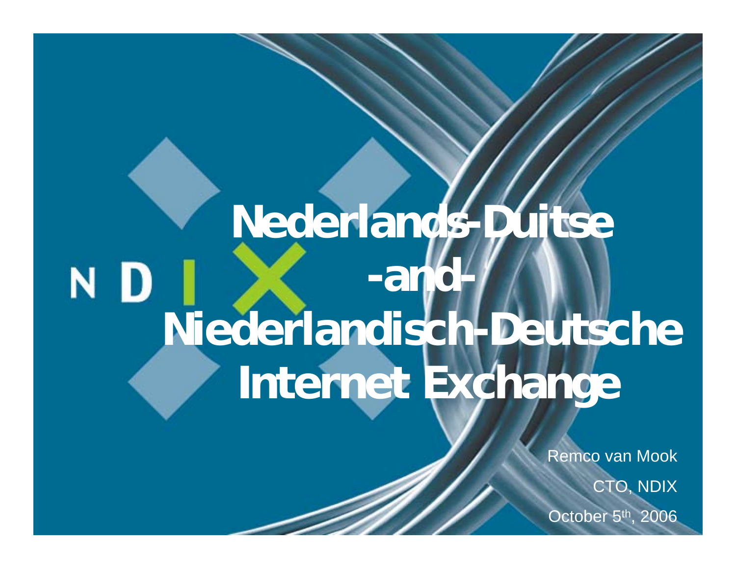# Nederlands-Duitse -and- Niederlandisch-Deutsche Internet Exchange

Remco van Mook

CTO, NDIX

October 5th, 2006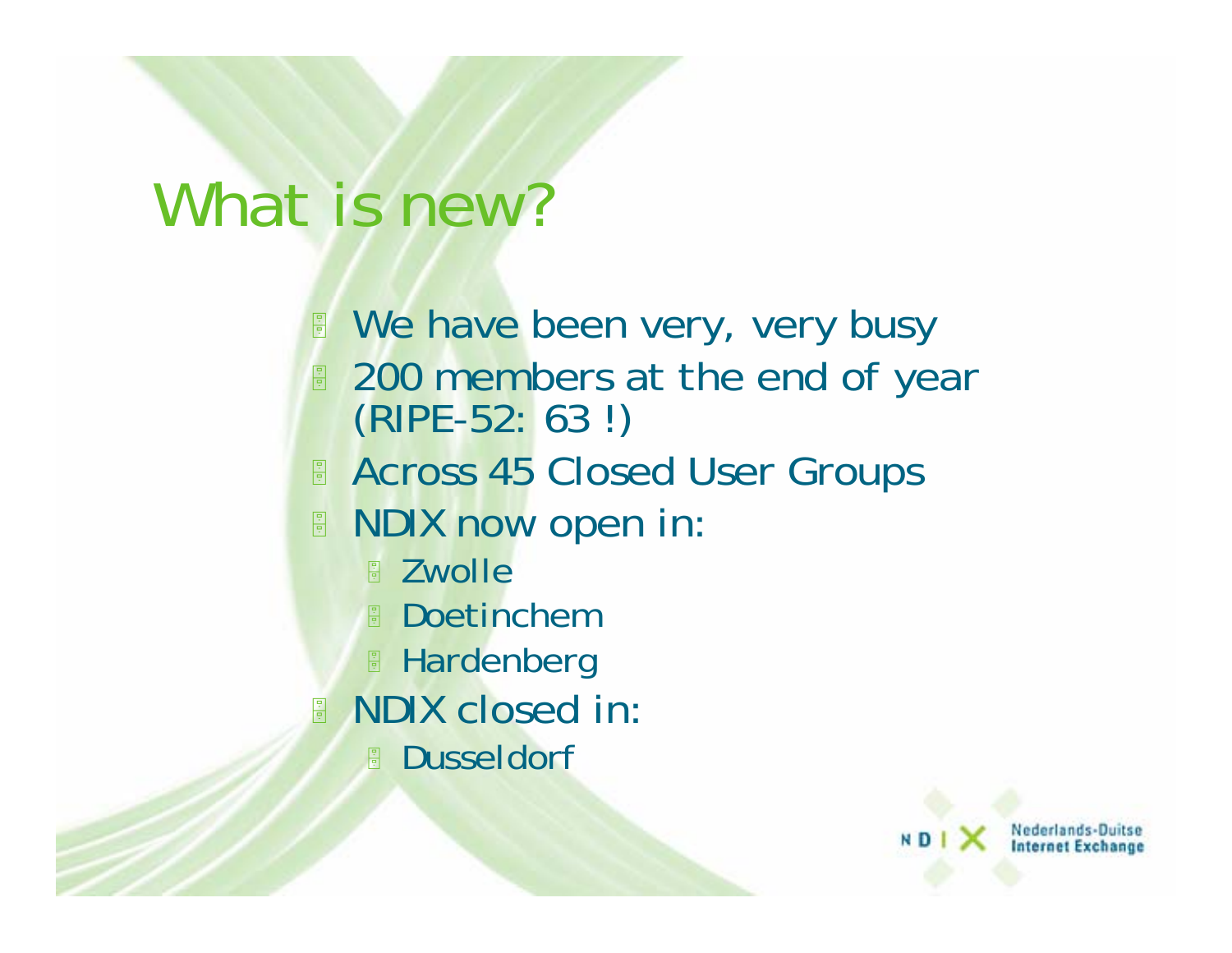# What is new?

- We have been very, very busy
- 200 members at the end of year (RIPE-52: 63 !)
- Across 45 Closed User Groups
- NDIX now open in:
  - Zwolle
  - Doetinchem
  - Hardenberg
- NDIX closed in:
  - Dusseldorf

NDIX Nederlands-Duitse Internet Exchange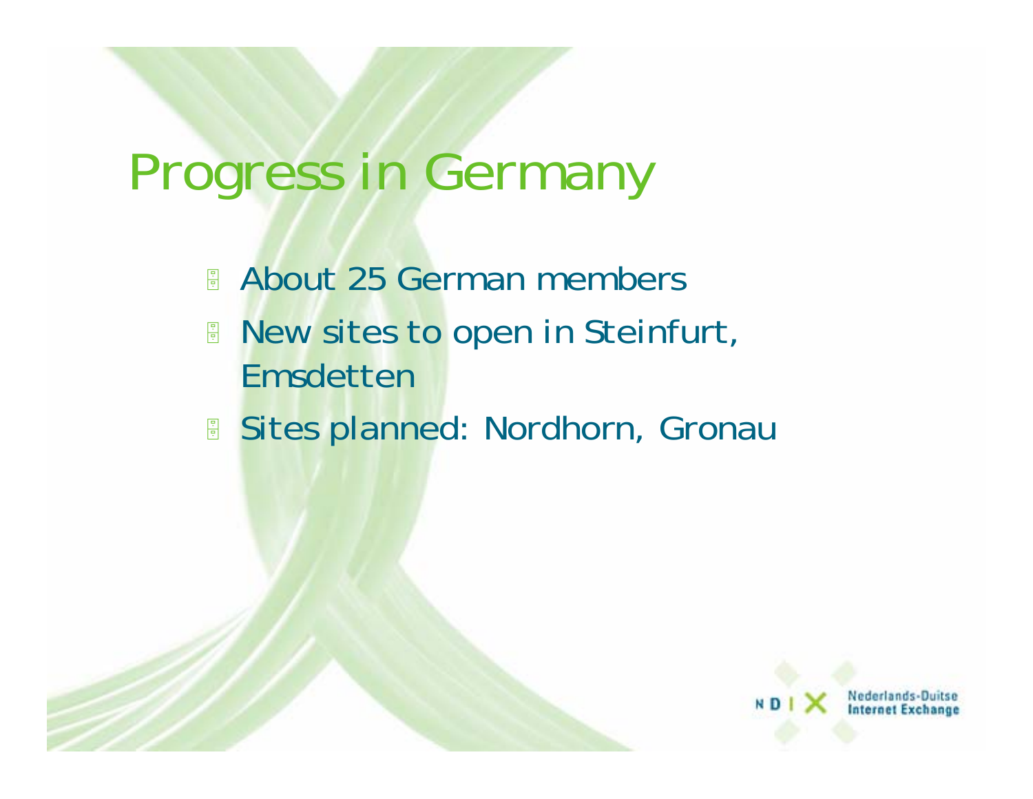# Progress in Germany

- About 25 German members
- New sites to open in Steinfurt, Emsdetten
- Sites planned: Nordhorn, Gronau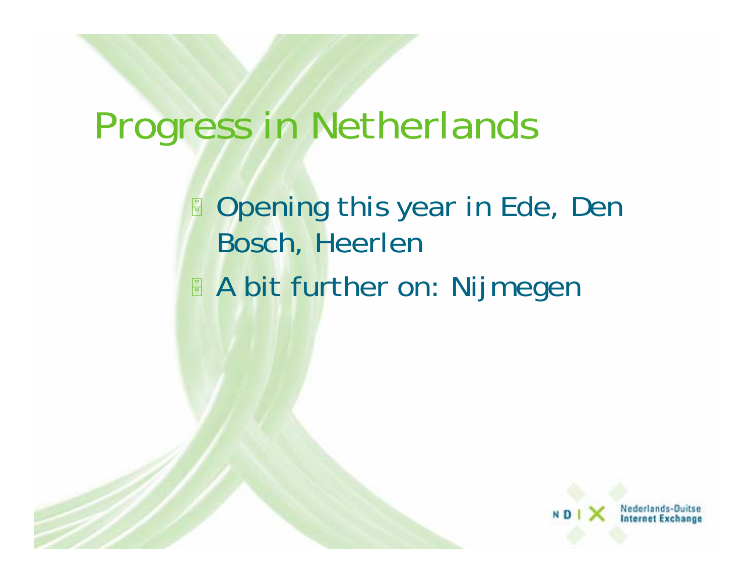# Progress in Netherlands

- Opening this year in Ede, Den Bosch, Heerlen
- A bit further on: Nijmegen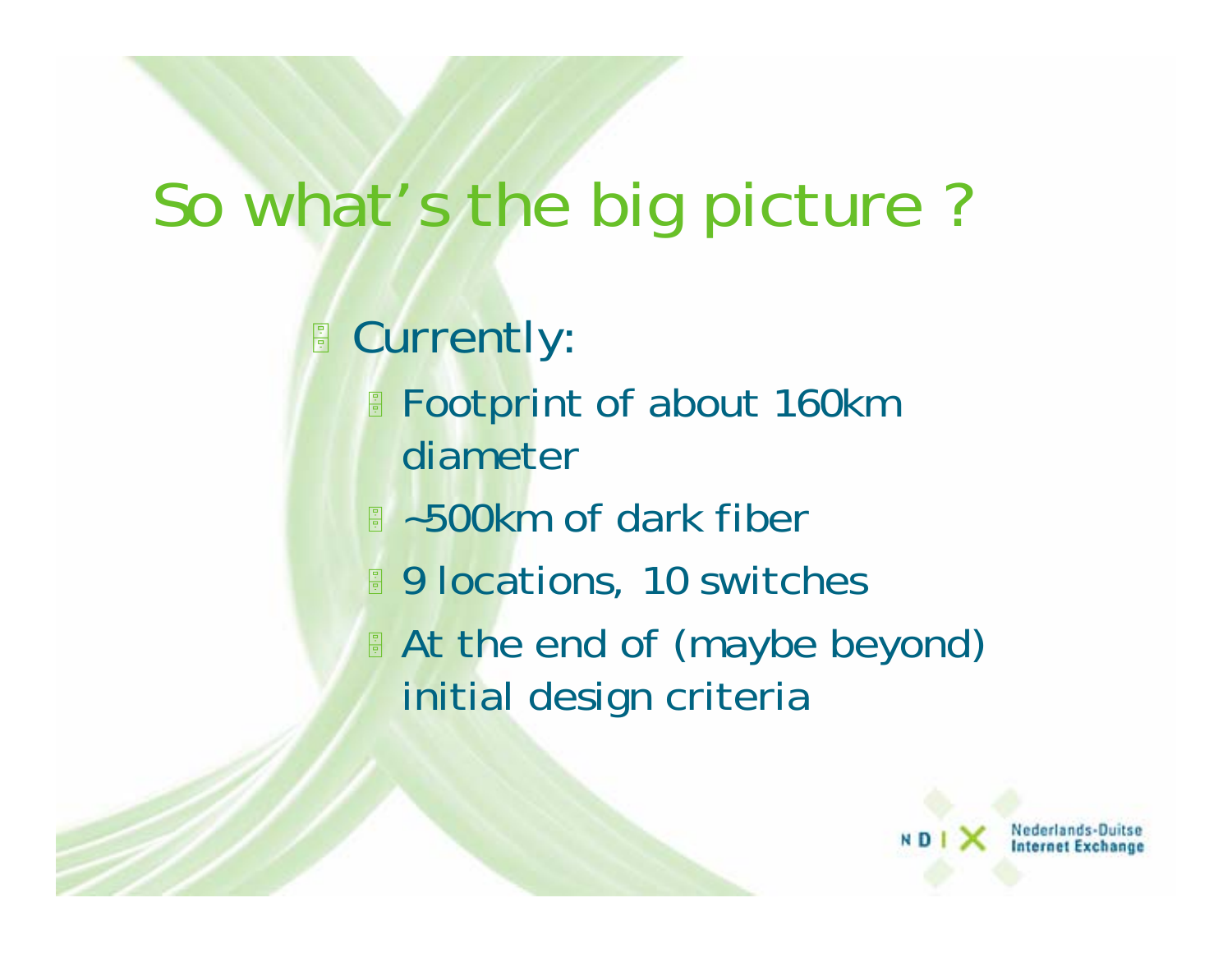# So what's the big picture ?

- Currently:
  - Footprint of about 160km diameter
  - ~500km of dark fiber
  - 9 locations, 10 switches
  - At the end of (maybe beyond) initial design criteria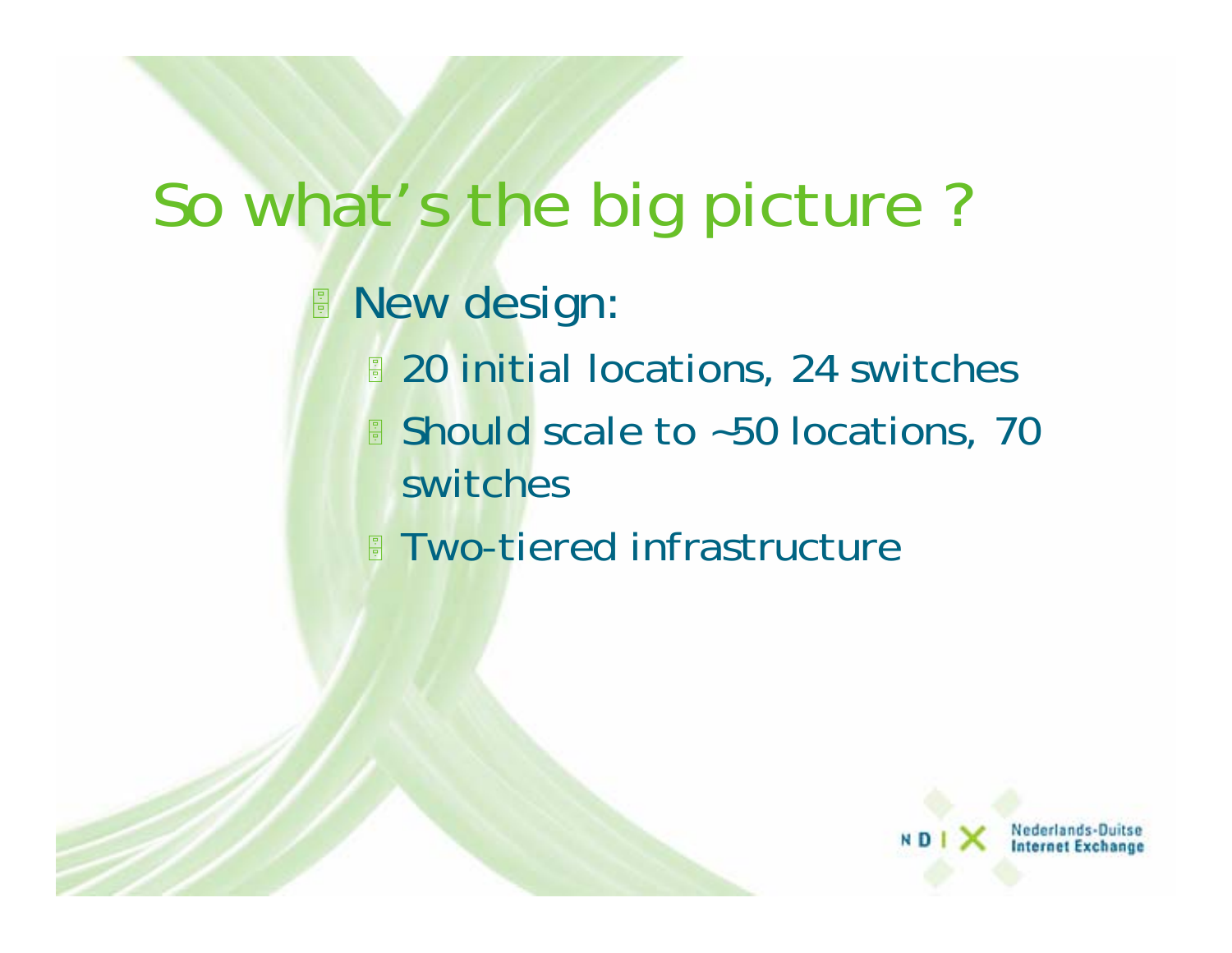# So what's the big picture ?

- New design:
  - 20 initial locations, 24 switches
  - Should scale to ~50 locations, 70 switches
  - Two-tiered infrastructure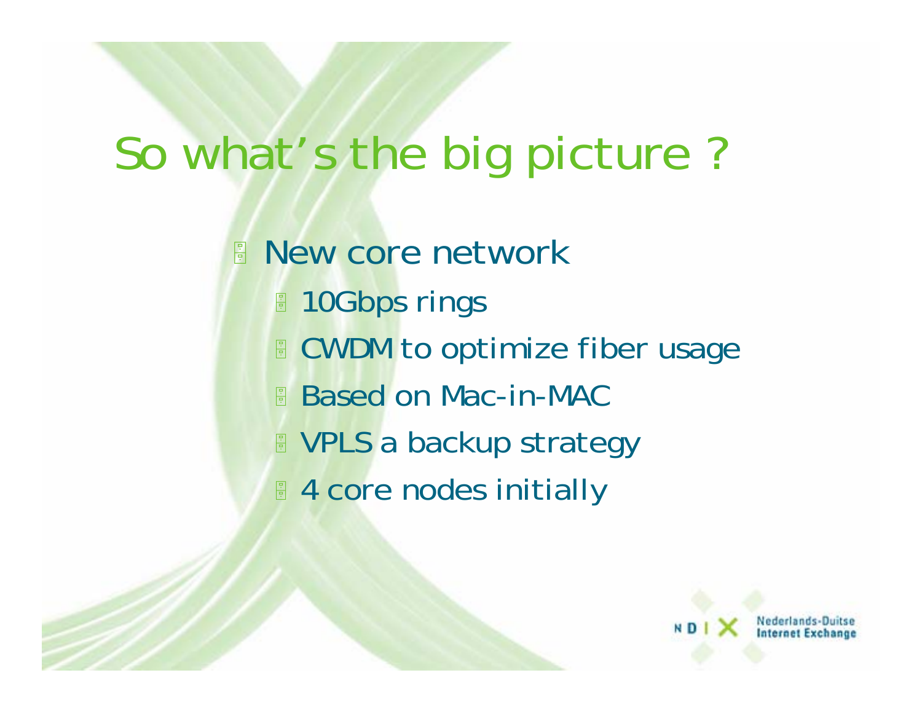# So what's the big picture ?

- New core network
  - 10Gbps rings
  - CWDM to optimize fiber usage
  - Based on Mac-in-MAC
  - VPLS a backup strategy
  - 4 core nodes initially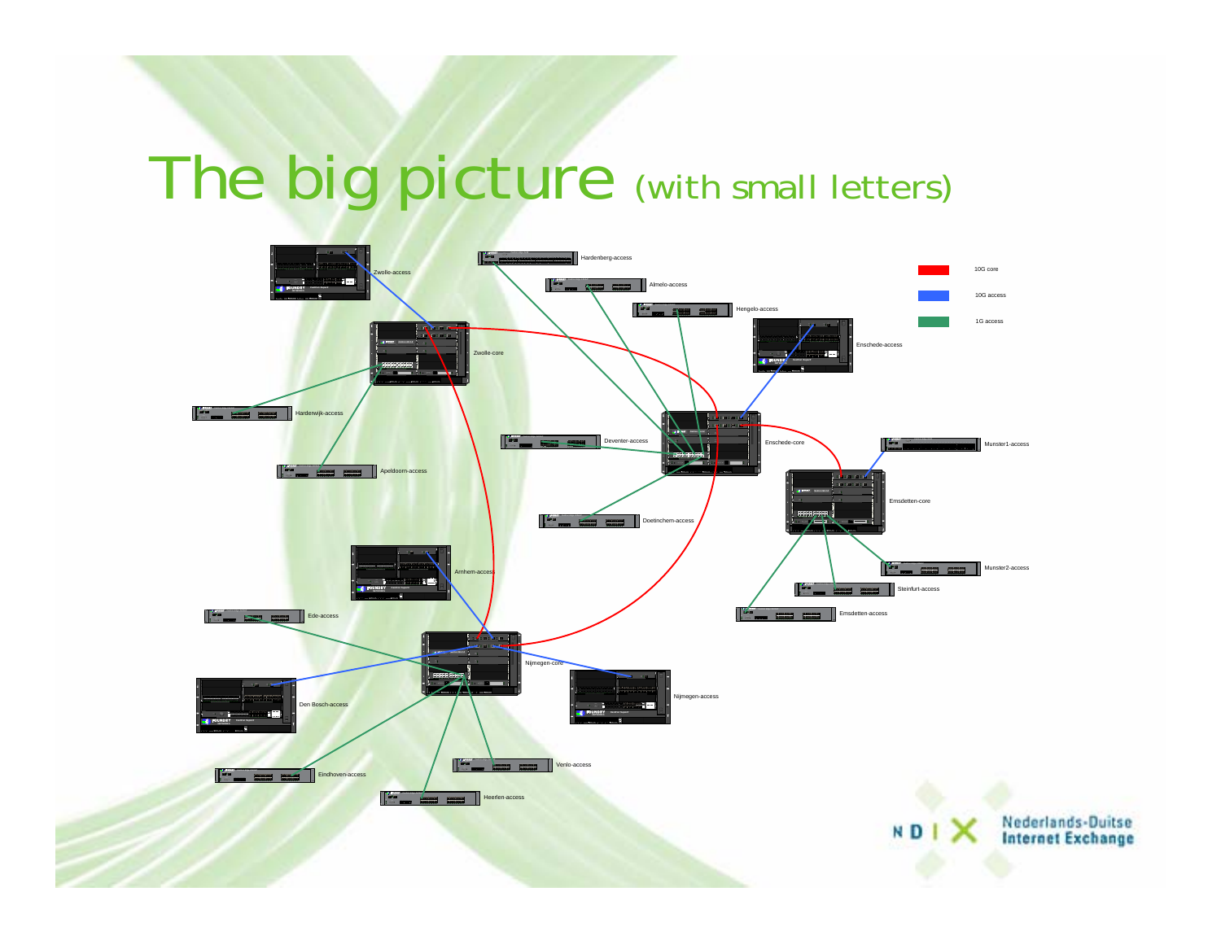# The big picture (with small letters)

10G core

10G access

1G access

Zwolle-access

Hardenberg-access

Almelo-access

Hengelo-access

Enschede-access

Zwolle-core

Harderwijk-access

Deventer-access

Enschede-core

Munster1-access

Apeldoorn-access

Emsdetten-core

Doetinchem-access

Arnhem-access

Munster2-access

Steinfurt-access

Emsdetten-access

Ede-access

Nijmegen-core

Nijmegen-access

Den Bosch-access

Venlo-access

Eindhoven-access

Heerlen-access

NDIX Nederlands-Duitse Internet Exchange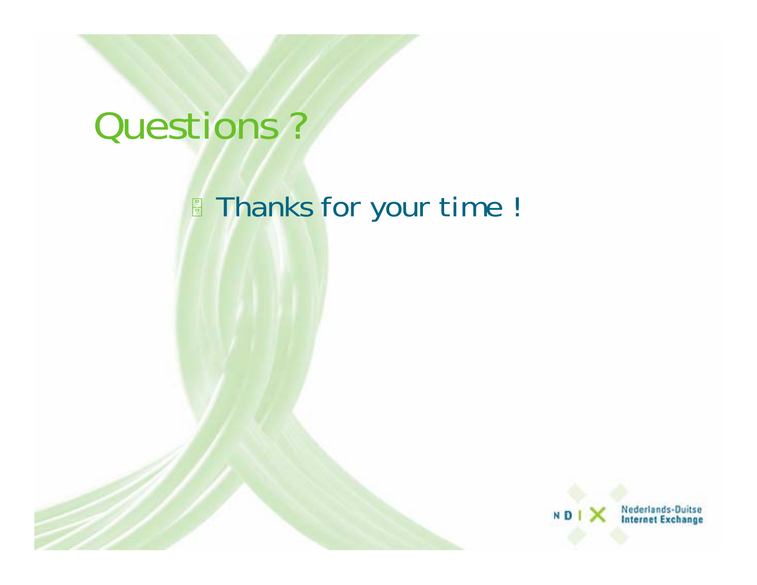# Questions ?

- Thanks for your time !

Nederlands-Duitse Internet Exchange